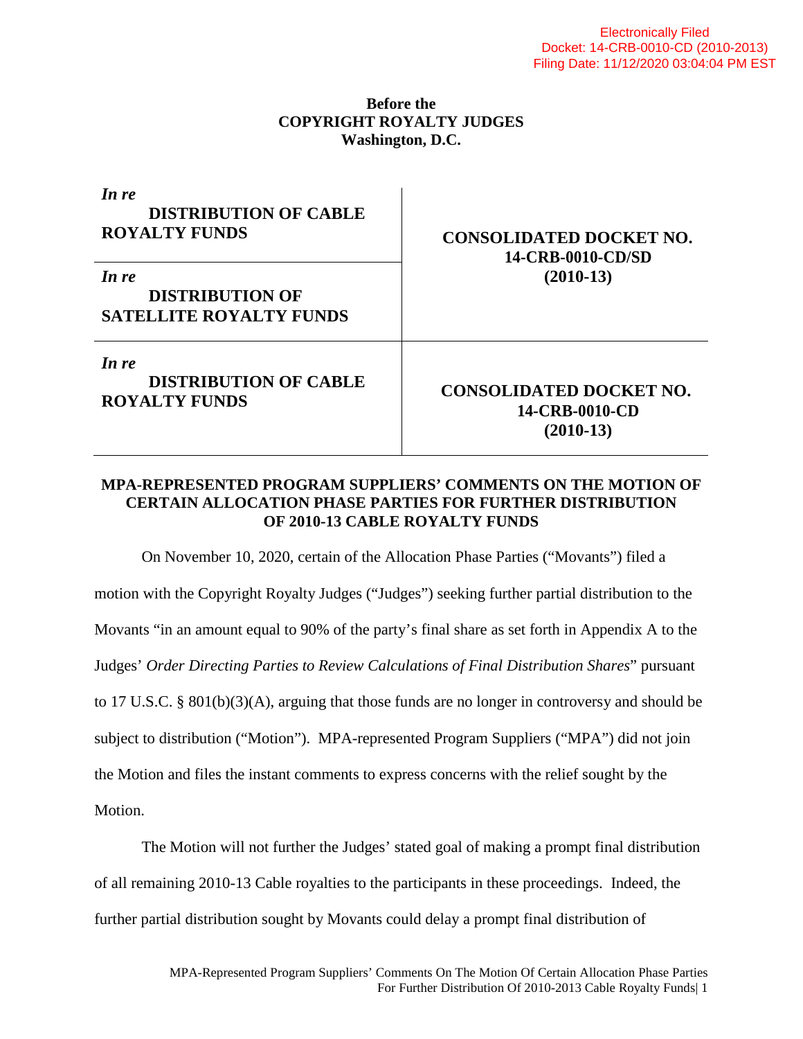Electronically Filed
Docket: 14-CRB-0010-CD (2010-2013)
Filing Date: 11/12/2020 03:04:04 PM EST

**Before the**
**COPYRIGHT ROYALTY JUDGES**
**Washington, D.C.**

| | |
|---|---|
| ***In re*** **DISTRIBUTION OF CABLE ROYALTY FUNDS** | **CONSOLIDATED DOCKET NO. 14-CRB-0010-CD/SD (2010-13)** |
| ***In re*** **DISTRIBUTION OF SATELLITE ROYALTY FUNDS** | |
| ***In re*** **DISTRIBUTION OF CABLE ROYALTY FUNDS** | **CONSOLIDATED DOCKET NO. 14-CRB-0010-CD (2010-13)** |

## MPA-REPRESENTED PROGRAM SUPPLIERS' COMMENTS ON THE MOTION OF CERTAIN ALLOCATION PHASE PARTIES FOR FURTHER DISTRIBUTION OF 2010-13 CABLE ROYALTY FUNDS

On November 10, 2020, certain of the Allocation Phase Parties ("Movants") filed a motion with the Copyright Royalty Judges ("Judges") seeking further partial distribution to the Movants "in an amount equal to 90% of the party's final share as set forth in Appendix A to the Judges' *Order Directing Parties to Review Calculations of Final Distribution Shares*" pursuant to 17 U.S.C. § 801(b)(3)(A), arguing that those funds are no longer in controversy and should be subject to distribution ("Motion"). MPA-represented Program Suppliers ("MPA") did not join the Motion and files the instant comments to express concerns with the relief sought by the Motion.

The Motion will not further the Judges' stated goal of making a prompt final distribution of all remaining 2010-13 Cable royalties to the participants in these proceedings. Indeed, the further partial distribution sought by Movants could delay a prompt final distribution of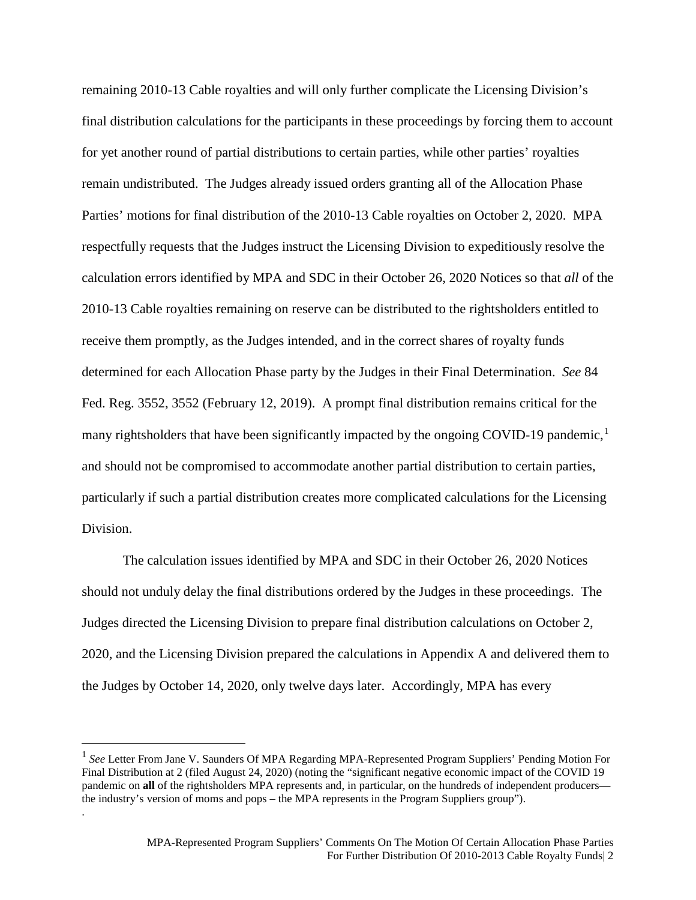remaining 2010-13 Cable royalties and will only further complicate the Licensing Division's final distribution calculations for the participants in these proceedings by forcing them to account for yet another round of partial distributions to certain parties, while other parties' royalties remain undistributed. The Judges already issued orders granting all of the Allocation Phase Parties' motions for final distribution of the 2010-13 Cable royalties on October 2, 2020. MPA respectfully requests that the Judges instruct the Licensing Division to expeditiously resolve the calculation errors identified by MPA and SDC in their October 26, 2020 Notices so that *all* of the 2010-13 Cable royalties remaining on reserve can be distributed to the rightsholders entitled to receive them promptly, as the Judges intended, and in the correct shares of royalty funds determined for each Allocation Phase party by the Judges in their Final Determination. *See* 84 Fed. Reg. 3552, 3552 (February 12, 2019). A prompt final distribution remains critical for the many rightsholders that have been significantly impacted by the ongoing COVID-19 pandemic,[1] and should not be compromised to accommodate another partial distribution to certain parties, particularly if such a partial distribution creates more complicated calculations for the Licensing Division.

The calculation issues identified by MPA and SDC in their October 26, 2020 Notices should not unduly delay the final distributions ordered by the Judges in these proceedings. The Judges directed the Licensing Division to prepare final distribution calculations on October 2, 2020, and the Licensing Division prepared the calculations in Appendix A and delivered them to the Judges by October 14, 2020, only twelve days later. Accordingly, MPA has every

---

[1] *See* Letter From Jane V. Saunders Of MPA Regarding MPA-Represented Program Suppliers' Pending Motion For Final Distribution at 2 (filed August 24, 2020) (noting the "significant negative economic impact of the COVID 19 pandemic on **all** of the rightsholders MPA represents and, in particular, on the hundreds of independent producers—the industry's version of moms and pops – the MPA represents in the Program Suppliers group").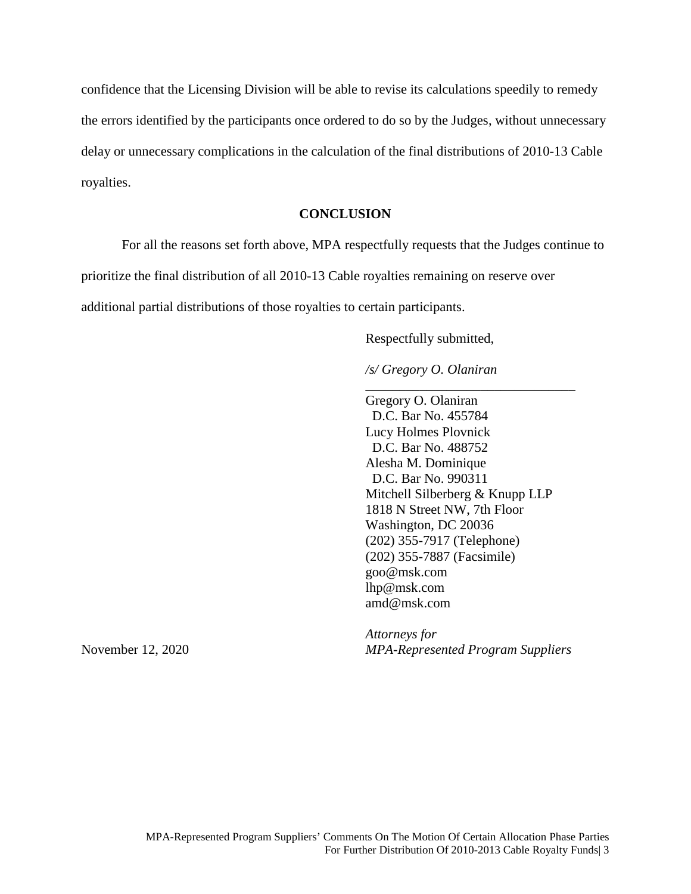confidence that the Licensing Division will be able to revise its calculations speedily to remedy the errors identified by the participants once ordered to do so by the Judges, without unnecessary delay or unnecessary complications in the calculation of the final distributions of 2010-13 Cable royalties.

## CONCLUSION

For all the reasons set forth above, MPA respectfully requests that the Judges continue to prioritize the final distribution of all 2010-13 Cable royalties remaining on reserve over additional partial distributions of those royalties to certain participants.

Respectfully submitted,

*/s/ Gregory O. Olaniran*

Gregory O. Olaniran
D.C. Bar No. 455784
Lucy Holmes Plovnick
D.C. Bar No. 488752
Alesha M. Dominique
D.C. Bar No. 990311
Mitchell Silberberg & Knupp LLP
1818 N Street NW, 7th Floor
Washington, DC 20036
(202) 355-7917 (Telephone)
(202) 355-7887 (Facsimile)
goo@msk.com
lhp@msk.com
amd@msk.com

*Attorneys for*
*MPA-Represented Program Suppliers*

November 12, 2020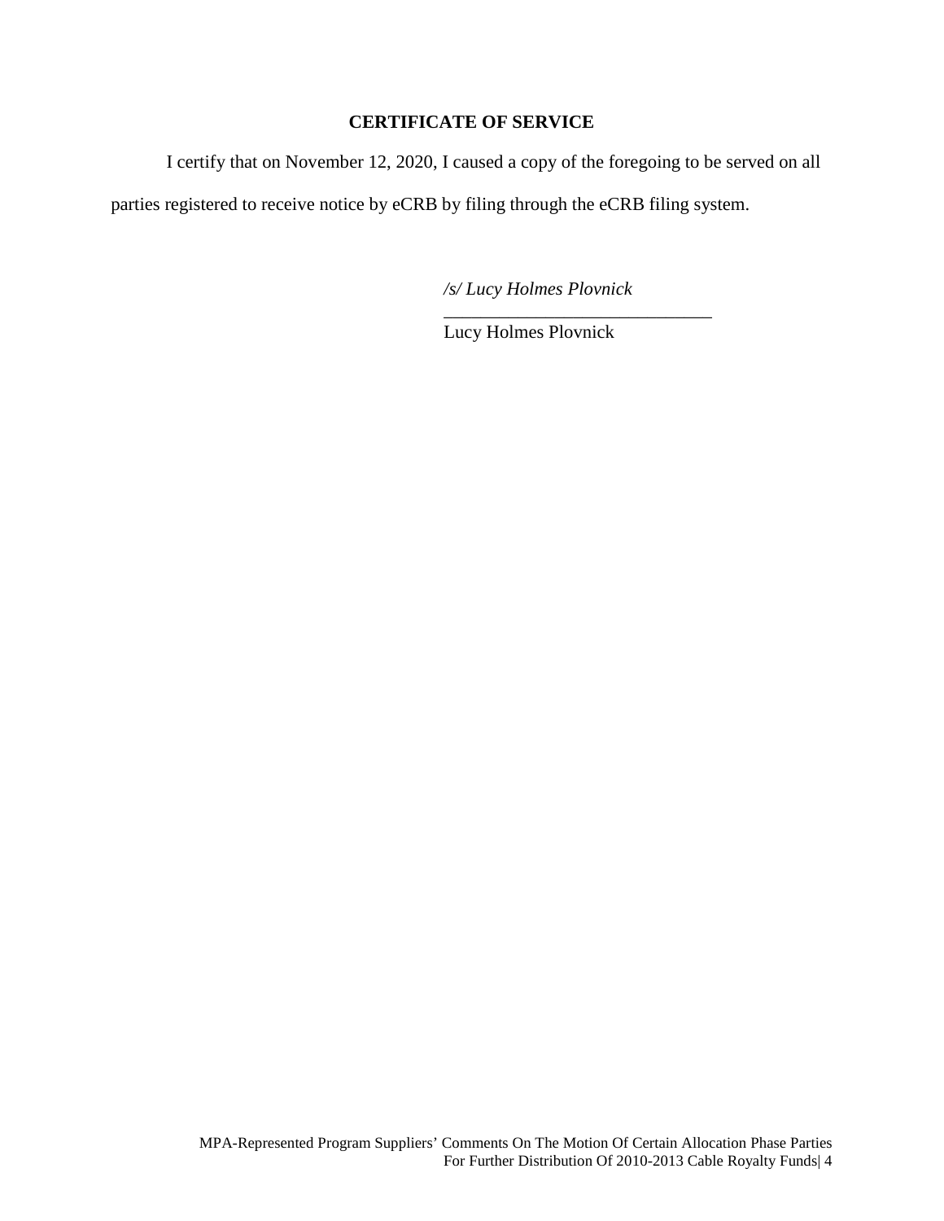## CERTIFICATE OF SERVICE

I certify that on November 12, 2020, I caused a copy of the foregoing to be served on all parties registered to receive notice by eCRB by filing through the eCRB filing system.

*/s/ Lucy Holmes Plovnick*

Lucy Holmes Plovnick